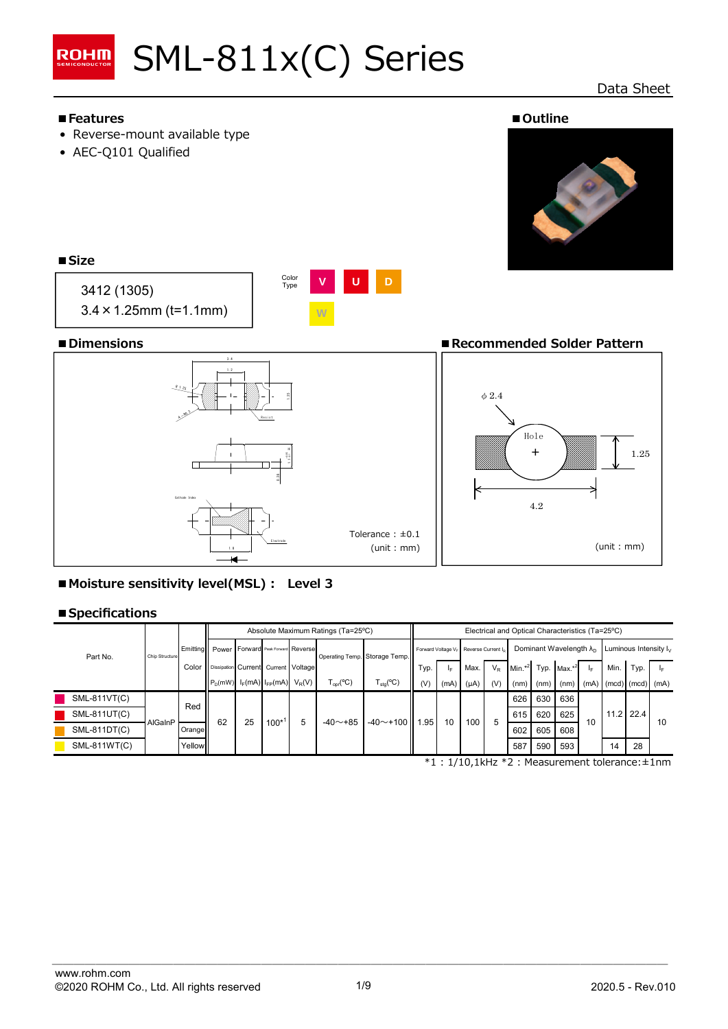# SML-811x(C) Series

Data Sheet

## ■Features

- Reverse-mount available type
- AEC-Q101 Qualified

## ■Outline

## ■Size

3412 (1305)
3.4 × 1.25mm (t=1.1mm)

Color Type: V U D W

## ■Dimensions

Tolerance : ±0.1
(unit : mm)

## ■Recommended Solder Pattern

$\phi$ 2.4
Hole
1.25
4.2

(unit : mm)

## ■Moisture sensitivity level(MSL) : Level 3

## ■Specifications

| Part No. | Chip Structure | Emitting Color | Absolute Maximum Ratings (Ta=25°C) | | | | | | Electrical and Optical Characteristics (Ta=25°C) | | | | | | | | | | |
|---|---|---|---|---|---|---|---|---|---|---|---|---|---|---|---|---|---|---|---|
| | | | Power Dissipation | Forward Current | Peak Forward Current | Reverse Voltage | Operating Temp. | Storage Temp. | Forward Voltage $V_F$ | | Reverse Current $I_R$ | | Dominant Wavelength $\lambda_D$ | | | | Luminous Intensity $I_V$ | | |
| | | | $P_D$(mW) | $I_F$(mA) | $I_{FP}$(mA) | $V_R$(V) | $T_{opr}$(°C) | $T_{stg}$(°C) | Typ. (V) | $I_F$ (mA) | Max. (μA) | $V_R$ (V) | Min.*2 (nm) | Typ. (nm) | Max.*2 (nm) | $I_F$ (mA) | Min. (mcd) | Typ. (mcd) | $I_F$ (mA) |
| SML-811VT(C) | AlGaInP | Red | 62 | 25 | 100*1 | 5 | -40～+85 | -40～+100 | 1.95 | 10 | 100 | 5 | 626 | 630 | 636 | 10 | 11.2 | 22.4 | 10 |
| SML-811UT(C) | AlGaInP | Red | 62 | 25 | 100*1 | 5 | -40～+85 | -40～+100 | 1.95 | 10 | 100 | 5 | 615 | 620 | 625 | 10 | 11.2 | 22.4 | 10 |
| SML-811DT(C) | AlGaInP | Orange | 62 | 25 | 100*1 | 5 | -40～+85 | -40～+100 | 1.95 | 10 | 100 | 5 | 602 | 605 | 608 | 10 | 11.2 | 22.4 | 10 |
| SML-811WT(C) | AlGaInP | Yellow | 62 | 25 | 100*1 | 5 | -40～+85 | -40～+100 | 1.95 | 10 | 100 | 5 | 587 | 590 | 593 | 10 | 14 | 28 | 10 |

*1 : 1/10,1kHz *2 : Measurement tolerance:±1nm

www.rohm.com
©2020 ROHM Co., Ltd. All rights reserved
2020.5 - Rev.010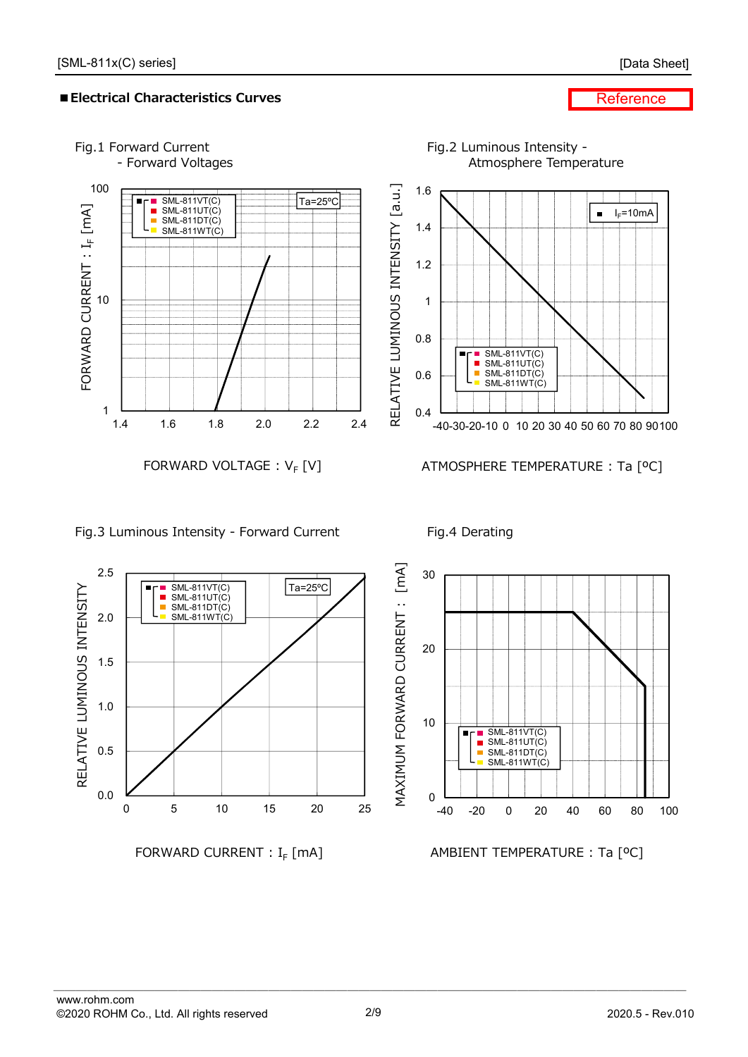## ■Electrical Characteristics Curves

Reference

Fig.1 Forward Current - Forward Voltages

Fig.2 Luminous Intensity - Atmosphere Temperature

Fig.3 Luminous Intensity - Forward Current

Fig.4 Derating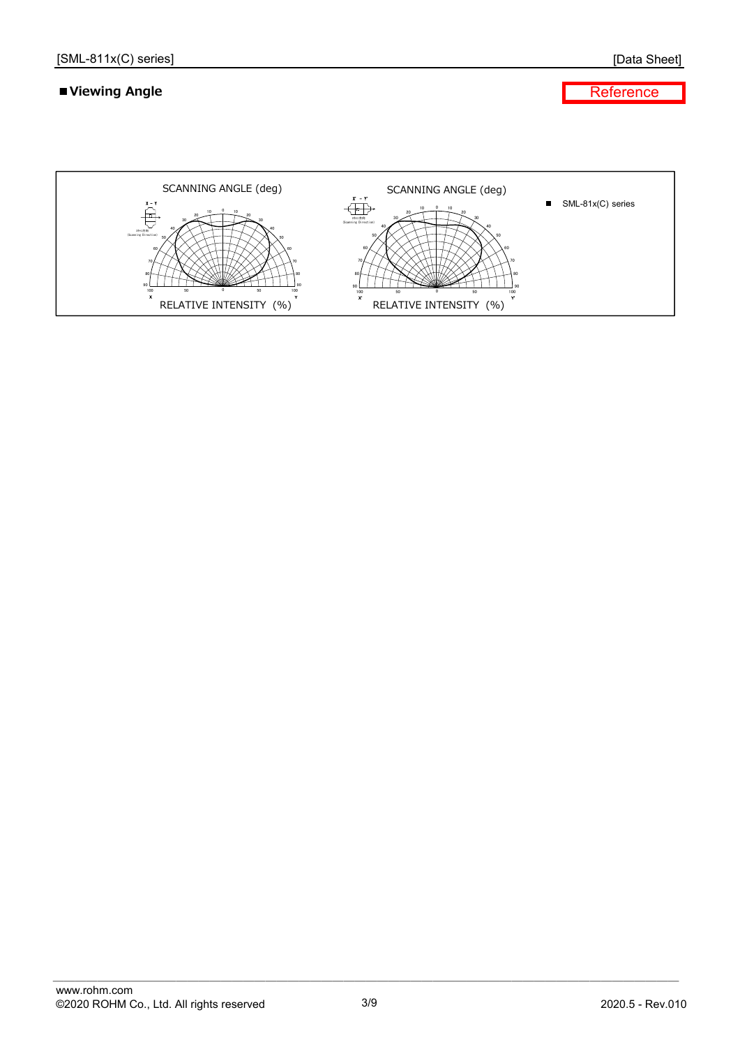## ■Viewing Angle

Reference

SCANNING ANGLE (deg)

X – Y

RELATIVE INTENSITY (%)

SCANNING ANGLE (deg)

X' – Y'

RELATIVE INTENSITY (%)

■ SML-81x(C) series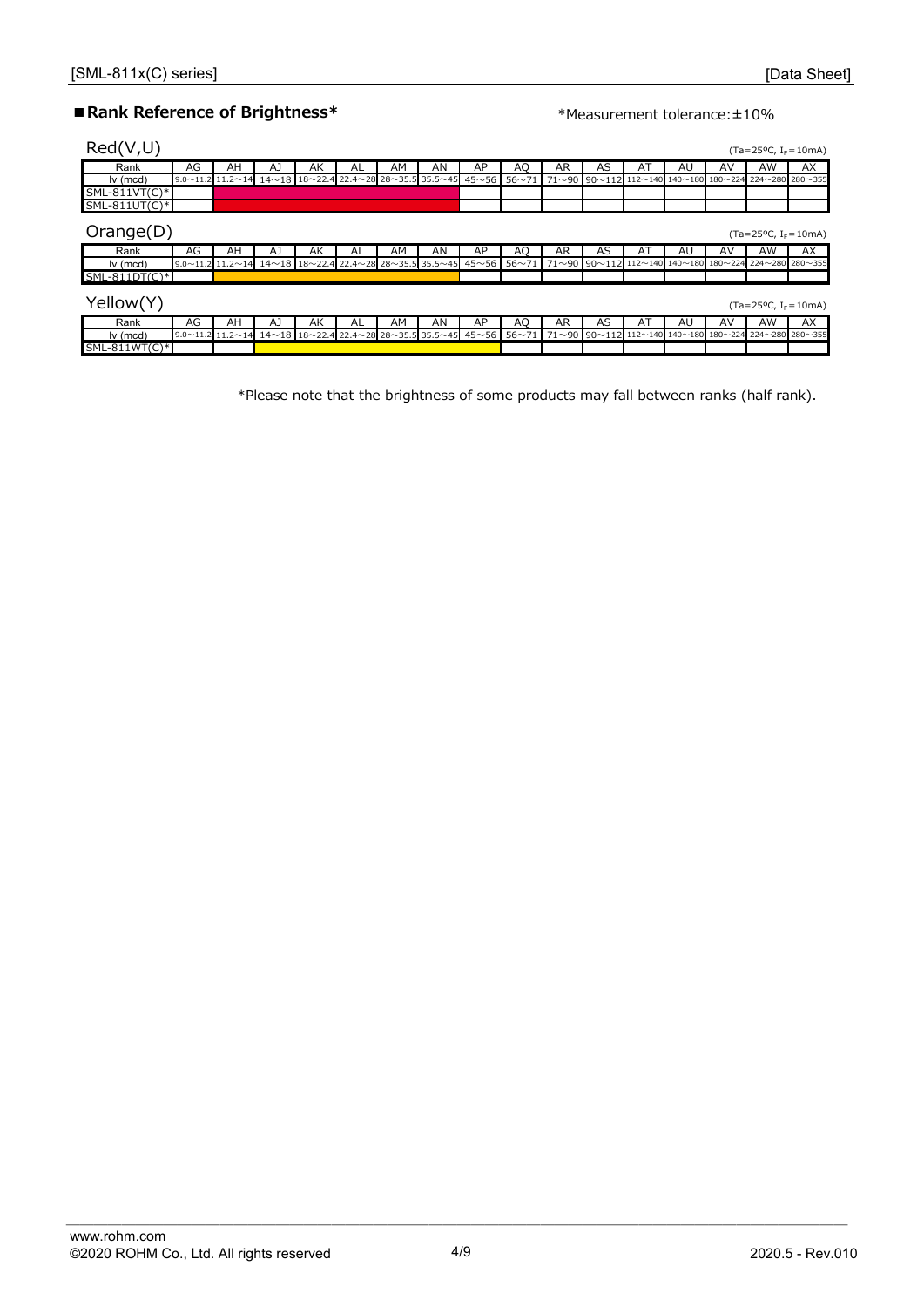## ■Rank Reference of Brightness*

*Measurement tolerance:±10%

### Red(V,U)

(Ta=25ºC, $I_F$=10mA)

| Rank | AG | AH | AJ | AK | AL | AM | AN | AP | AQ | AR | AS | AT | AU | AV | AW | AX |
|---|---|---|---|---|---|---|---|---|---|---|---|---|---|---|---|---|
| Iv (mcd) | 9.0~11.2 | 11.2~14 | 14~18 | 18~22.4 | 22.4~28 | 28~35.5 | 35.5~45 | 45~56 | 56~71 | 71~90 | 90~112 | 112~140 | 140~180 | 180~224 | 224~280 | 280~355 |
| SML-811VT(C)* | | ■ | ■ | ■ | ■ | ■ | ■ | | | | | | | | | |
| SML-811UT(C)* | | ■ | ■ | ■ | ■ | ■ | ■ | | | | | | | | | |

### Orange(D)

(Ta=25ºC, $I_F$=10mA)

| Rank | AG | AH | AJ | AK | AL | AM | AN | AP | AQ | AR | AS | AT | AU | AV | AW | AX |
|---|---|---|---|---|---|---|---|---|---|---|---|---|---|---|---|---|
| Iv (mcd) | 9.0~11.2 | 11.2~14 | 14~18 | 18~22.4 | 22.4~28 | 28~35.5 | 35.5~45 | 45~56 | 56~71 | 71~90 | 90~112 | 112~140 | 140~180 | 180~224 | 224~280 | 280~355 |
| SML-811DT(C)* | | ■ | ■ | ■ | ■ | ■ | ■ | | | | | | | | | |

### Yellow(Y)

(Ta=25ºC, $I_F$=10mA)

| Rank | AG | AH | AJ | AK | AL | AM | AN | AP | AQ | AR | AS | AT | AU | AV | AW | AX |
|---|---|---|---|---|---|---|---|---|---|---|---|---|---|---|---|---|
| Iv (mcd) | 9.0~11.2 | 11.2~14 | 14~18 | 18~22.4 | 22.4~28 | 28~35.5 | 35.5~45 | 45~56 | 56~71 | 71~90 | 90~112 | 112~140 | 140~180 | 180~224 | 224~280 | 280~355 |
| SML-811WT(C)* | | | ■ | ■ | ■ | ■ | ■ | ■ | | | | | | | | |

*Please note that the brightness of some products may fall between ranks (half rank).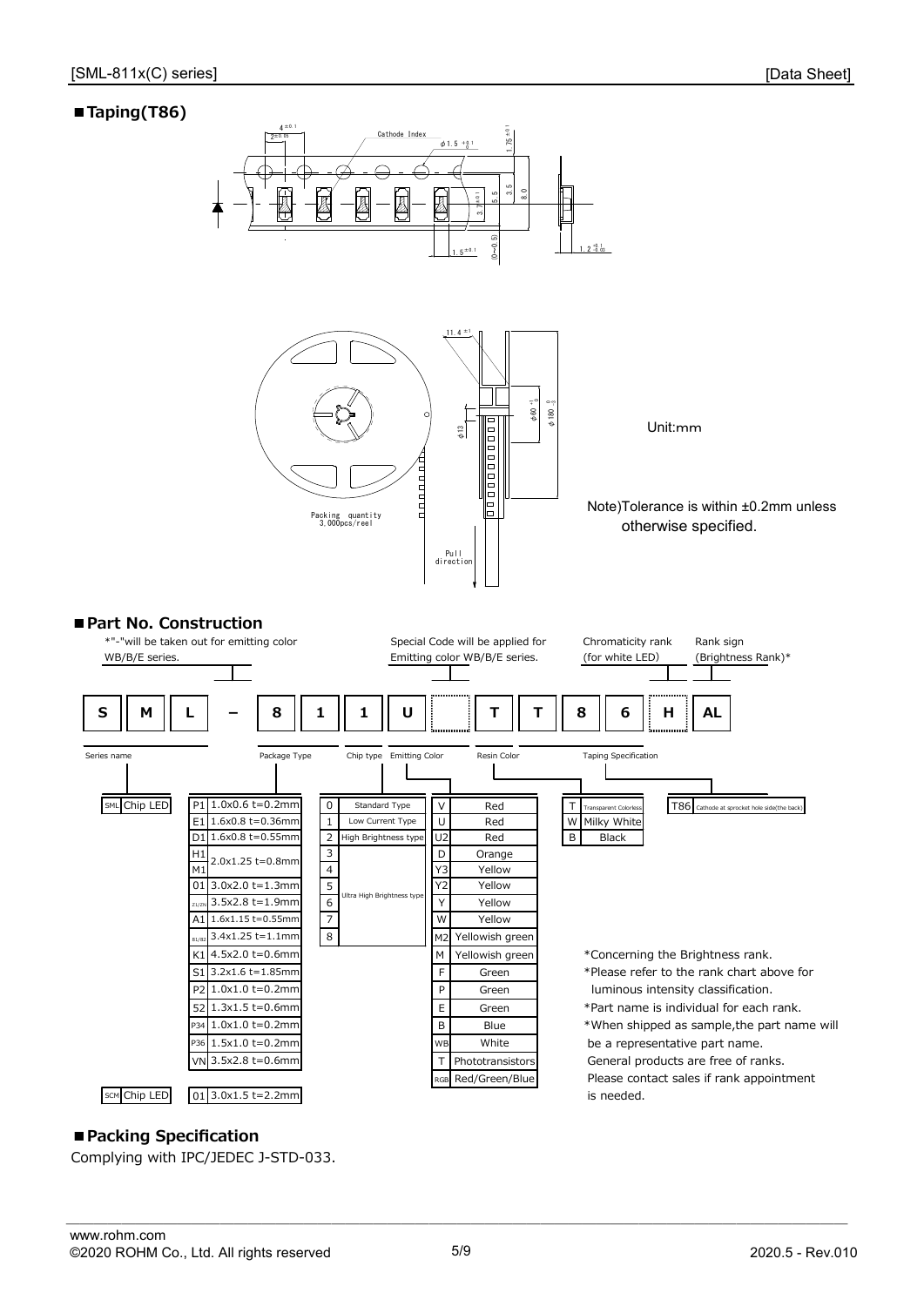## ■Taping(T86)

Cathode Index

Packing quantity 3,000pcs/reel

Pull direction

Unit:mm

Note)Tolerance is within ±0.2mm unless otherwise specified.

## ■Part No. Construction

*"-"will be taken out for emitting color WB/B/E series.

Special Code will be applied for Emitting color WB/B/E series.

Chromaticity rank (for white LED)

Rank sign (Brightness Rank)*

| S | M | L | – | 8 | 1 | 1 | U | | T | T | 8 | 6 | H | AL |
|---|---|---|---|---|---|---|---|---|---|---|---|---|---|---|

Series name / Package Type / Chip type / Emitting Color / Resin Color / Taping Specification

**Series name**

| Code | Name |
|---|---|
| SML | Chip LED |
| SCM | Chip LED |

**Package Type**

| Code | Package |
|---|---|
| P1 | 1.0x0.6 t=0.2mm |
| E1 | 1.6x0.8 t=0.36mm |
| D1 | 1.6x0.8 t=0.55mm |
| H1 / M1 | 2.0x1.25 t=0.8mm |
| 01 | 3.0x2.0 t=1.3mm |
| Z1/ZN | 3.5x2.8 t=1.9mm |
| A1 | 1.6x1.15 t=0.55mm |
| R1/R2 | 3.4x1.25 t=1.1mm |
| K1 | 4.5x2.0 t=0.6mm |
| S1 | 3.2x1.6 t=1.85mm |
| P2 | 1.0x1.0 t=0.2mm |
| 52 | 1.3x1.5 t=0.6mm |
| P34 | 1.0x1.0 t=0.2mm |
| P36 | 1.5x1.0 t=0.2mm |
| VN | 3.5x2.8 t=0.6mm |
| 01 (SCM) | 3.0x1.5 t=2.2mm |

**Chip type**

| Code | Type |
|---|---|
| 0 | Standard Type |
| 1 | Low Current Type |
| 2 | High Brightness type |
| 3–8 | Ultra High Brightness type |

**Emitting Color**

| Code | Color |
|---|---|
| V | Red |
| U | Red |
| U2 | Red |
| D | Orange |
| Y3 | Yellow |
| Y2 | Yellow |
| Y | Yellow |
| W | Yellow |
| M2 | Yellowish green |
| M | Yellowish green |
| F | Green |
| P | Green |
| E | Green |
| B | Blue |
| WB | White |
| T | Phototransistors |
| RGB | Red/Green/Blue |

**Resin Color**

| Code | Color |
|---|---|
| T | Transparent Colorless |
| W | Milky White |
| B | Black |

**Taping Specification**

| Code | Specification |
|---|---|
| T86 | Cathode at sprocket hole side(the back) |

*Concerning the Brightness rank.
*Please refer to the rank chart above for luminous intensity classification.
*Part name is individual for each rank.
*When shipped as sample,the part name will be a representative part name.
General products are free of ranks.
Please contact sales if rank appointment is needed.

## ■Packing Specification

Complying with IPC/JEDEC J-STD-033.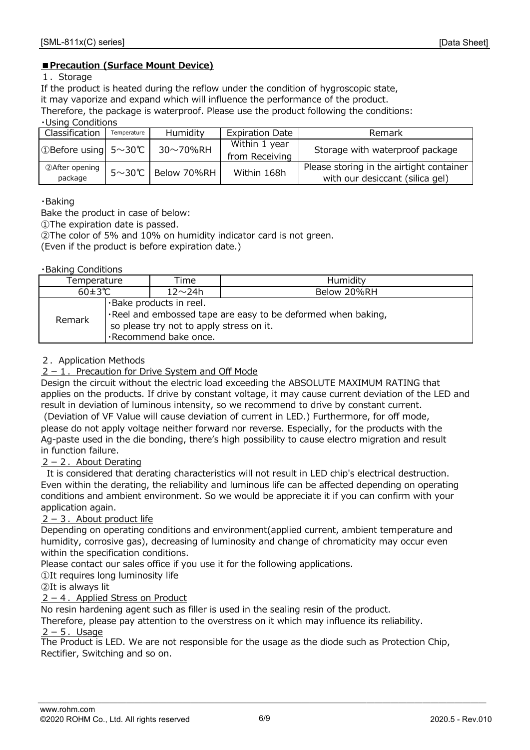## ■Precaution (Surface Mount Device)

1．Storage

If the product is heated during the reflow under the condition of hygroscopic state,
it may vaporize and expand which will influence the performance of the product.
Therefore, the package is waterproof. Please use the product following the conditions:

・Using Conditions

| Classification | Temperature | Humidity | Expiration Date | Remark |
|---|---|---|---|---|
| ①Before using | 5～30℃ | 30～70%RH | Within 1 year from Receiving | Storage with waterproof package |
| ②After opening package | 5～30℃ | Below 70%RH | Within 168h | Please storing in the airtight container with our desiccant (silica gel) |

・Baking

Bake the product in case of below:
①The expiration date is passed.
②The color of 5% and 10% on humidity indicator card is not green.
(Even if the product is before expiration date.)

・Baking Conditions

| Temperature | Time | Humidity |
|---|---|---|
| 60±3℃ | 12～24h | Below 20%RH |
| Remark | ·Bake products in reel.<br>·Reel and embossed tape are easy to be deformed when baking, so please try not to apply stress on it.<br>·Recommend bake once. | |

2．Application Methods

2－1．Precaution for Drive System and Off Mode

Design the circuit without the electric load exceeding the ABSOLUTE MAXIMUM RATING that applies on the products. If drive by constant voltage, it may cause current deviation of the LED and result in deviation of luminous intensity, so we recommend to drive by constant current.
(Deviation of VF Value will cause deviation of current in LED.) Furthermore, for off mode, please do not apply voltage neither forward nor reverse. Especially, for the products with the Ag-paste used in the die bonding, there's high possibility to cause electro migration and result in function failure.

2－2．About Derating

It is considered that derating characteristics will not result in LED chip's electrical destruction. Even within the derating, the reliability and luminous life can be affected depending on operating conditions and ambient environment. So we would be appreciate it if you can confirm with your application again.

2－3．About product life

Depending on operating conditions and environment(applied current, ambient temperature and humidity, corrosive gas), decreasing of luminosity and change of chromaticity may occur even within the specification conditions.
Please contact our sales office if you use it for the following applications.
①It requires long luminosity life
②It is always lit

2－4．Applied Stress on Product

No resin hardening agent such as filler is used in the sealing resin of the product.
Therefore, please pay attention to the overstress on it which may influence its reliability.

2－5．Usage

The Product is LED. We are not responsible for the usage as the diode such as Protection Chip, Rectifier, Switching and so on.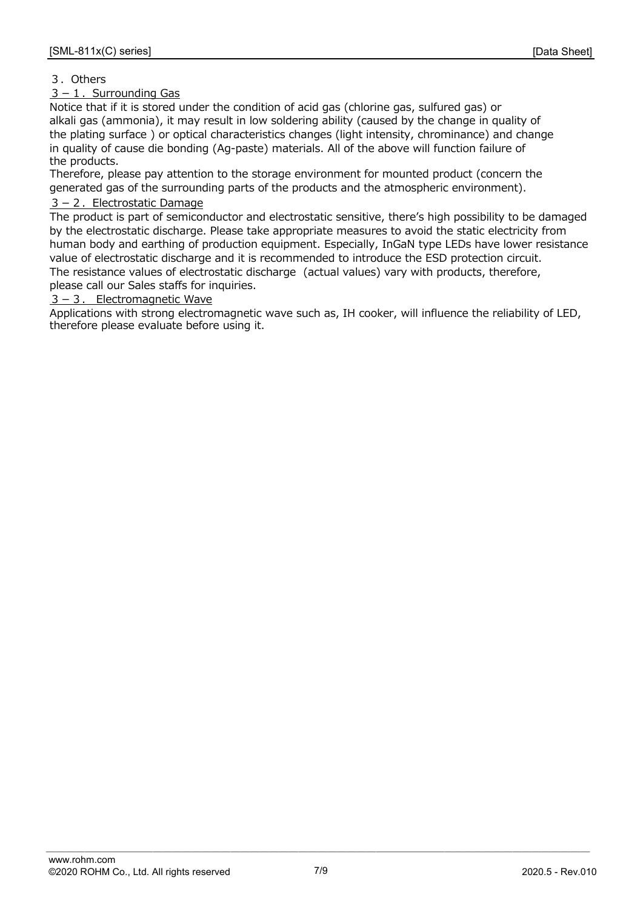## 3．Others

### 3－1．Surrounding Gas

Notice that if it is stored under the condition of acid gas (chlorine gas, sulfured gas) or alkali gas (ammonia), it may result in low soldering ability (caused by the change in quality of the plating surface ) or optical characteristics changes (light intensity, chrominance) and change in quality of cause die bonding (Ag-paste) materials. All of the above will function failure of the products.

Therefore, please pay attention to the storage environment for mounted product (concern the generated gas of the surrounding parts of the products and the atmospheric environment).

### 3－2．Electrostatic Damage

The product is part of semiconductor and electrostatic sensitive, there's high possibility to be damaged by the electrostatic discharge. Please take appropriate measures to avoid the static electricity from human body and earthing of production equipment. Especially, InGaN type LEDs have lower resistance value of electrostatic discharge and it is recommended to introduce the ESD protection circuit.
The resistance values of electrostatic discharge (actual values) vary with products, therefore, please call our Sales staffs for inquiries.

### 3－3． Electromagnetic Wave

Applications with strong electromagnetic wave such as, IH cooker, will influence the reliability of LED, therefore please evaluate before using it.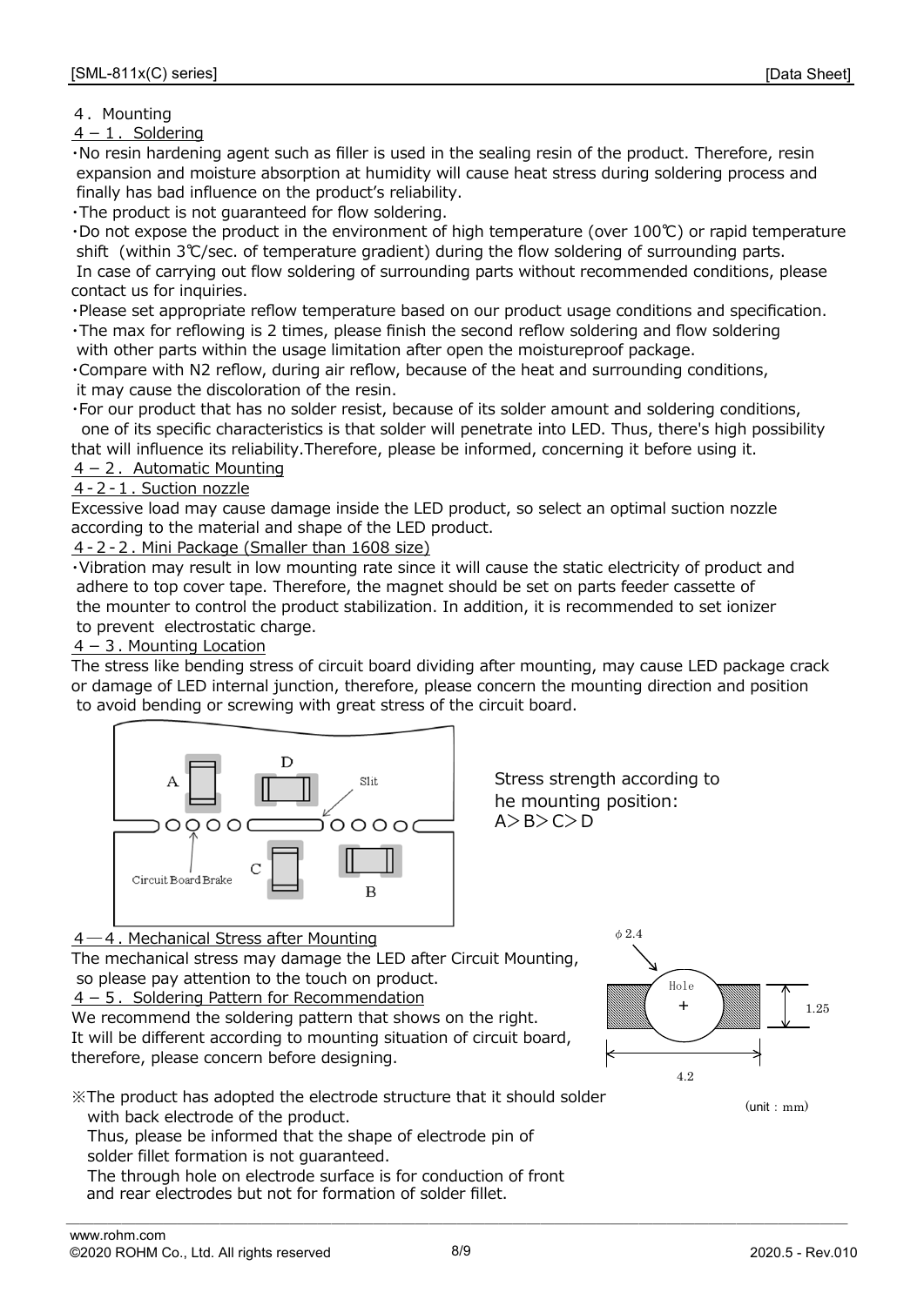## 4． Mounting

### 4－1． Soldering

・No resin hardening agent such as filler is used in the sealing resin of the product. Therefore, resin expansion and moisture absorption at humidity will cause heat stress during soldering process and finally has bad influence on the product's reliability.

・The product is not guaranteed for flow soldering.

・Do not expose the product in the environment of high temperature (over 100℃) or rapid temperature shift (within 3℃/sec. of temperature gradient) during the flow soldering of surrounding parts. In case of carrying out flow soldering of surrounding parts without recommended conditions, please contact us for inquiries.

・Please set appropriate reflow temperature based on our product usage conditions and specification.

・The max for reflowing is 2 times, please finish the second reflow soldering and flow soldering with other parts within the usage limitation after open the moistureproof package.

・Compare with N2 reflow, during air reflow, because of the heat and surrounding conditions, it may cause the discoloration of the resin.

・For our product that has no solder resist, because of its solder amount and soldering conditions, one of its specific characteristics is that solder will penetrate into LED. Thus, there's high possibility that will influence its reliability.Therefore, please be informed, concerning it before using it.

### 4－2． Automatic Mounting

#### 4-2-1. Suction nozzle

Excessive load may cause damage inside the LED product, so select an optimal suction nozzle according to the material and shape of the LED product.

#### 4-2-2. Mini Package (Smaller than 1608 size)

・Vibration may result in low mounting rate since it will cause the static electricity of product and adhere to top cover tape. Therefore, the magnet should be set on parts feeder cassette of the mounter to control the product stabilization. In addition, it is recommended to set ionizer to prevent electrostatic charge.

### 4－3. Mounting Location

The stress like bending stress of circuit board dividing after mounting, may cause LED package crack or damage of LED internal junction, therefore, please concern the mounting direction and position to avoid bending or screwing with great stress of the circuit board.

A D Slit C B Circuit Board Brake

Stress strength according to he mounting position:
A＞B＞C＞D

### 4―4. Mechanical Stress after Mounting

The mechanical stress may damage the LED after Circuit Mounting, so please pay attention to the touch on product.

### 4－5． Soldering Pattern for Recommendation

We recommend the soldering pattern that shows on the right. It will be different according to mounting situation of circuit board, therefore, please concern before designing.

φ2.4 Hole 1.25 4.2

(unit : mm)

※The product has adopted the electrode structure that it should solder with back electrode of the product.
Thus, please be informed that the shape of electrode pin of solder fillet formation is not guaranteed.
The through hole on electrode surface is for conduction of front and rear electrodes but not for formation of solder fillet.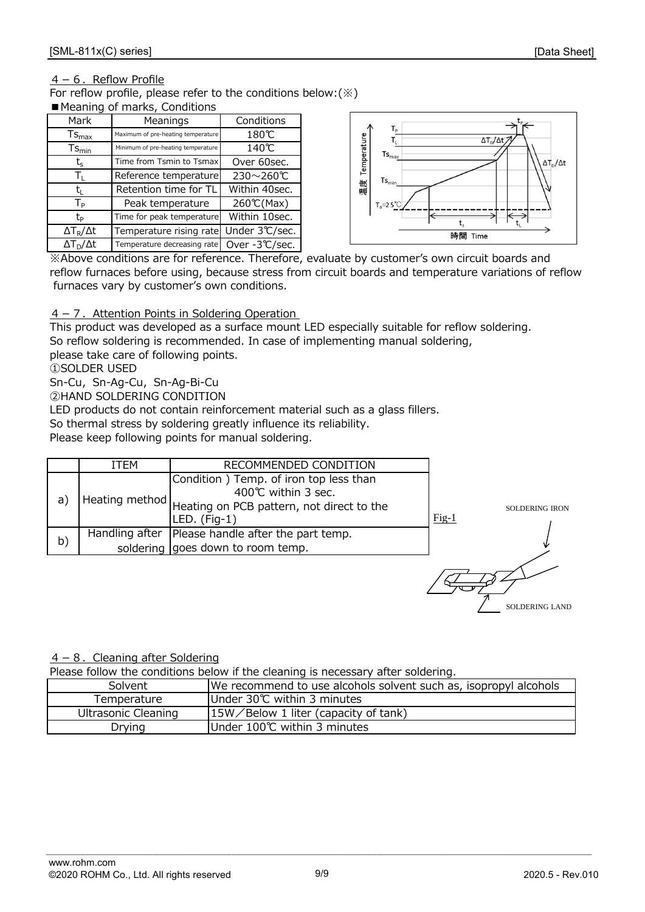## 4－6．Reflow Profile

For reflow profile, please refer to the conditions below:(※)

■Meaning of marks, Conditions

| Mark | Meanings | Conditions |
|---|---|---|
| $Ts_{max}$ | Maximum of pre-heating temperature | 180℃ |
| $Ts_{min}$ | Minimum of pre-heating temperature | 140℃ |
| $t_s$ | Time from Tsmin to Tsmax | Over 60sec. |
| $T_L$ | Reference temperature | 230～260℃ |
| $t_L$ | Retention time for TL | Within 40sec. |
| $T_P$ | Peak temperature | 260℃(Max) |
| $t_P$ | Time for peak temperature | Within 10sec. |
| $\Delta T_R/\Delta t$ | Temperature rising rate | Under 3℃/sec. |
| $\Delta T_D/\Delta t$ | Temperature decreasing rate | Over -3℃/sec. |

※Above conditions are for reference. Therefore, evaluate by customer's own circuit boards and reflow furnaces before using, because stress from circuit boards and temperature variations of reflow furnaces vary by customer's own conditions.

## 4－7．Attention Points in Soldering Operation

This product was developed as a surface mount LED especially suitable for reflow soldering.
So reflow soldering is recommended. In case of implementing manual soldering,
please take care of following points.

①SOLDER USED

Sn-Cu, Sn-Ag-Cu, Sn-Ag-Bi-Cu

②HAND SOLDERING CONDITION

LED products do not contain reinforcement material such as a glass fillers.
So thermal stress by soldering greatly influence its reliability.
Please keep following points for manual soldering.

| | ITEM | RECOMMENDED CONDITION |
|---|---|---|
| a) | Heating method | Condition ) Temp. of iron top less than 400℃ within 3 sec. Heating on PCB pattern, not direct to the LED. (Fig-1) |
| b) | Handling after soldering | Please handle after the part temp. goes down to room temp. |

Fig-1

SOLDERING IRON

SOLDERING LAND

## 4－8．Cleaning after Soldering

Please follow the conditions below if the cleaning is necessary after soldering.

| Solvent | We recommend to use alcohols solvent such as, isopropyl alcohols |
|---|---|
| Temperature | Under 30℃ within 3 minutes |
| Ultrasonic Cleaning | 15W／Below 1 liter (capacity of tank) |
| Drying | Under 100℃ within 3 minutes |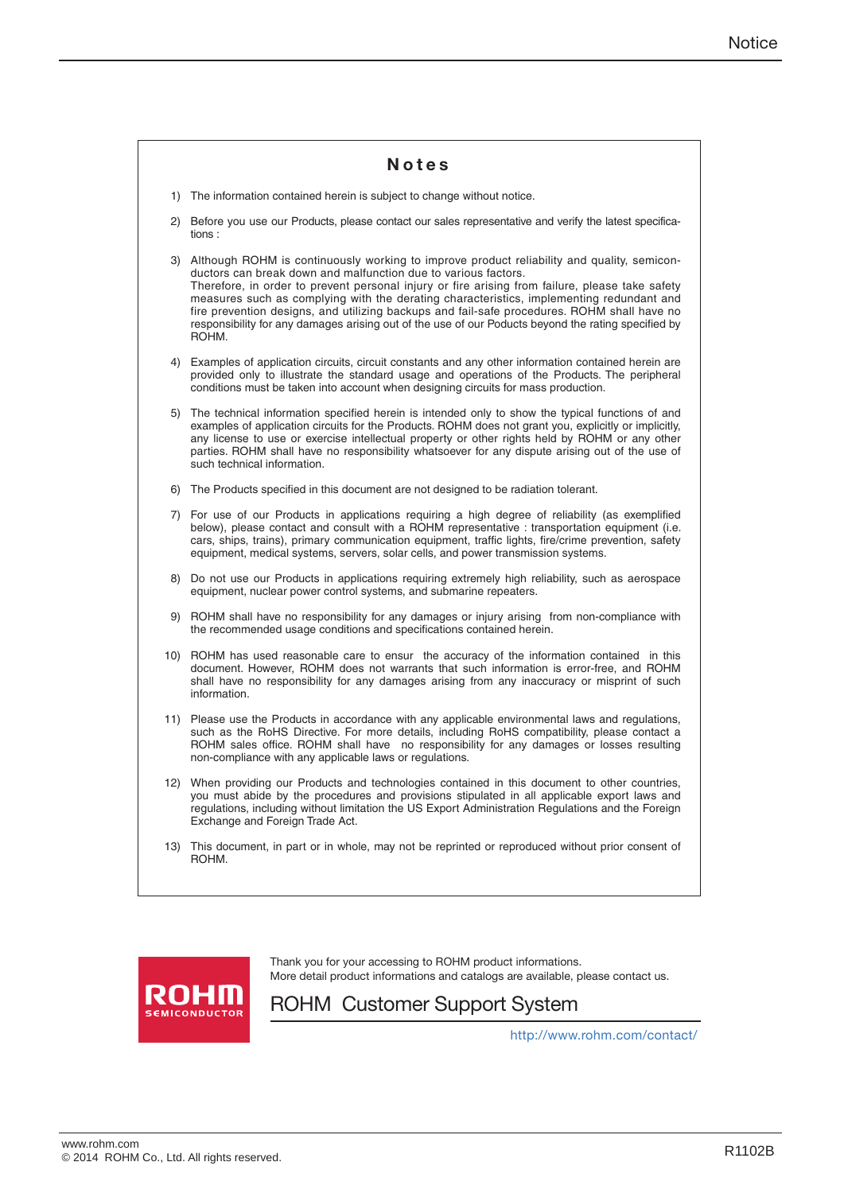# Notes

1) The information contained herein is subject to change without notice.

2) Before you use our Products, please contact our sales representative and verify the latest specifications :

3) Although ROHM is continuously working to improve product reliability and quality, semiconductors can break down and malfunction due to various factors.
Therefore, in order to prevent personal injury or fire arising from failure, please take safety measures such as complying with the derating characteristics, implementing redundant and fire prevention designs, and utilizing backups and fail-safe procedures. ROHM shall have no responsibility for any damages arising out of the use of our Poducts beyond the rating specified by ROHM.

4) Examples of application circuits, circuit constants and any other information contained herein are provided only to illustrate the standard usage and operations of the Products. The peripheral conditions must be taken into account when designing circuits for mass production.

5) The technical information specified herein is intended only to show the typical functions of and examples of application circuits for the Products. ROHM does not grant you, explicitly or implicitly, any license to use or exercise intellectual property or other rights held by ROHM or any other parties. ROHM shall have no responsibility whatsoever for any dispute arising out of the use of such technical information.

6) The Products specified in this document are not designed to be radiation tolerant.

7) For use of our Products in applications requiring a high degree of reliability (as exemplified below), please contact and consult with a ROHM representative : transportation equipment (i.e. cars, ships, trains), primary communication equipment, traffic lights, fire/crime prevention, safety equipment, medical systems, servers, solar cells, and power transmission systems.

8) Do not use our Products in applications requiring extremely high reliability, such as aerospace equipment, nuclear power control systems, and submarine repeaters.

9) ROHM shall have no responsibility for any damages or injury arising from non-compliance with the recommended usage conditions and specifications contained herein.

10) ROHM has used reasonable care to ensur the accuracy of the information contained in this document. However, ROHM does not warrants that such information is error-free, and ROHM shall have no responsibility for any damages arising from any inaccuracy or misprint of such information.

11) Please use the Products in accordance with any applicable environmental laws and regulations, such as the RoHS Directive. For more details, including RoHS compatibility, please contact a ROHM sales office. ROHM shall have no responsibility for any damages or losses resulting non-compliance with any applicable laws or regulations.

12) When providing our Products and technologies contained in this document to other countries, you must abide by the procedures and provisions stipulated in all applicable export laws and regulations, including without limitation the US Export Administration Regulations and the Foreign Exchange and Foreign Trade Act.

13) This document, in part or in whole, may not be reprinted or reproduced without prior consent of ROHM.

ROHM SEMICONDUCTOR

Thank you for your accessing to ROHM product informations.
More detail product informations and catalogs are available, please contact us.

## ROHM Customer Support System

http://www.rohm.com/contact/

www.rohm.com
© 2014 ROHM Co., Ltd. All rights reserved.

R1102B